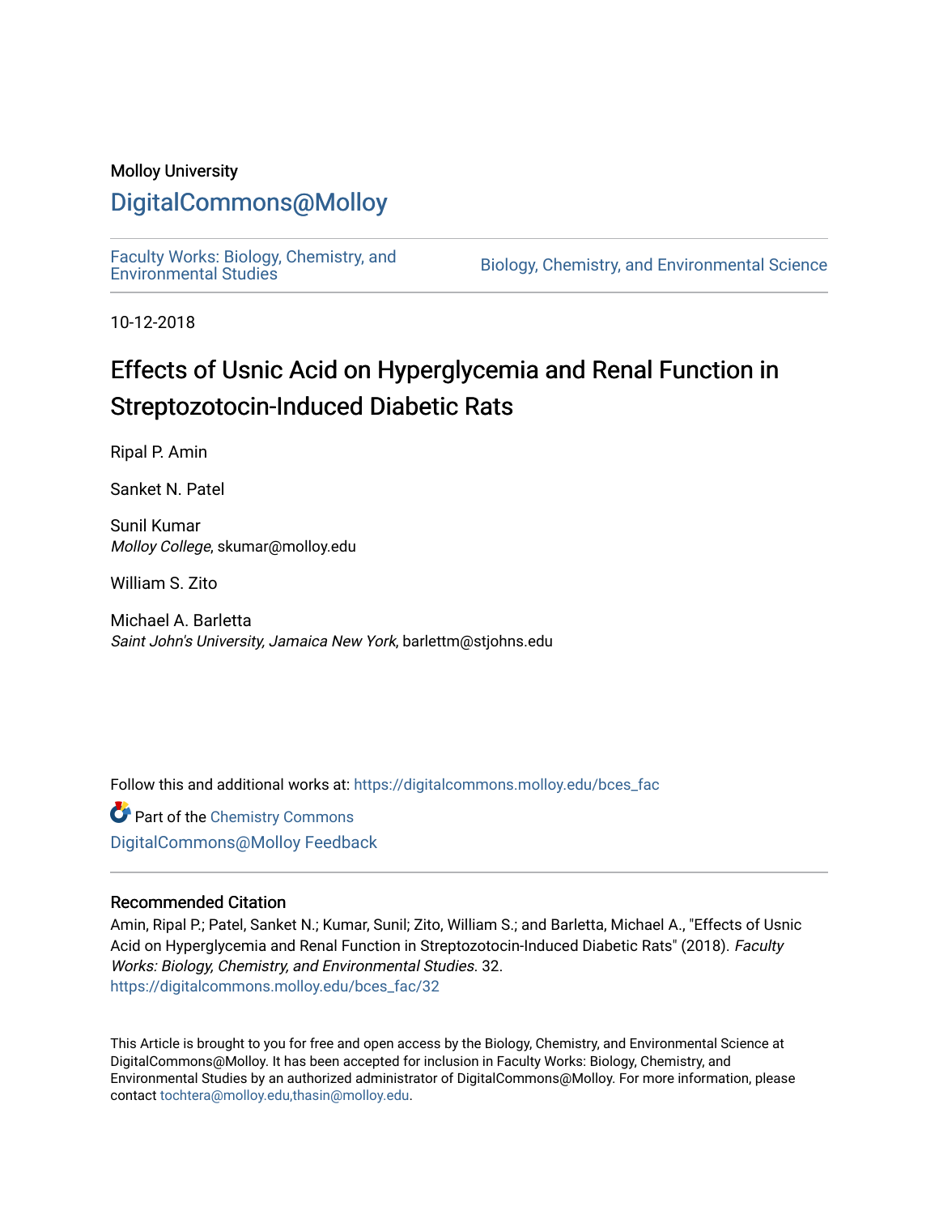Molloy University

# DigitalCommons@Molloy

Faculty Works: Biology, Chemistry, and Environmental Studies

Biology, Chemistry, and Environmental Science

10-12-2018

# Effects of Usnic Acid on Hyperglycemia and Renal Function in Streptozotocin-Induced Diabetic Rats

Ripal P. Amin

Sanket N. Patel

Sunil Kumar
*Molloy College*, skumar@molloy.edu

William S. Zito

Michael A. Barletta
*Saint John's University, Jamaica New York*, barlettm@stjohns.edu

Follow this and additional works at: https://digitalcommons.molloy.edu/bces_fac

Part of the Chemistry Commons

DigitalCommons@Molloy Feedback

## Recommended Citation

Amin, Ripal P.; Patel, Sanket N.; Kumar, Sunil; Zito, William S.; and Barletta, Michael A., "Effects of Usnic Acid on Hyperglycemia and Renal Function in Streptozotocin-Induced Diabetic Rats" (2018). *Faculty Works: Biology, Chemistry, and Environmental Studies*. 32.
https://digitalcommons.molloy.edu/bces_fac/32

This Article is brought to you for free and open access by the Biology, Chemistry, and Environmental Science at DigitalCommons@Molloy. It has been accepted for inclusion in Faculty Works: Biology, Chemistry, and Environmental Studies by an authorized administrator of DigitalCommons@Molloy. For more information, please contact tochtera@molloy.edu,thasin@molloy.edu.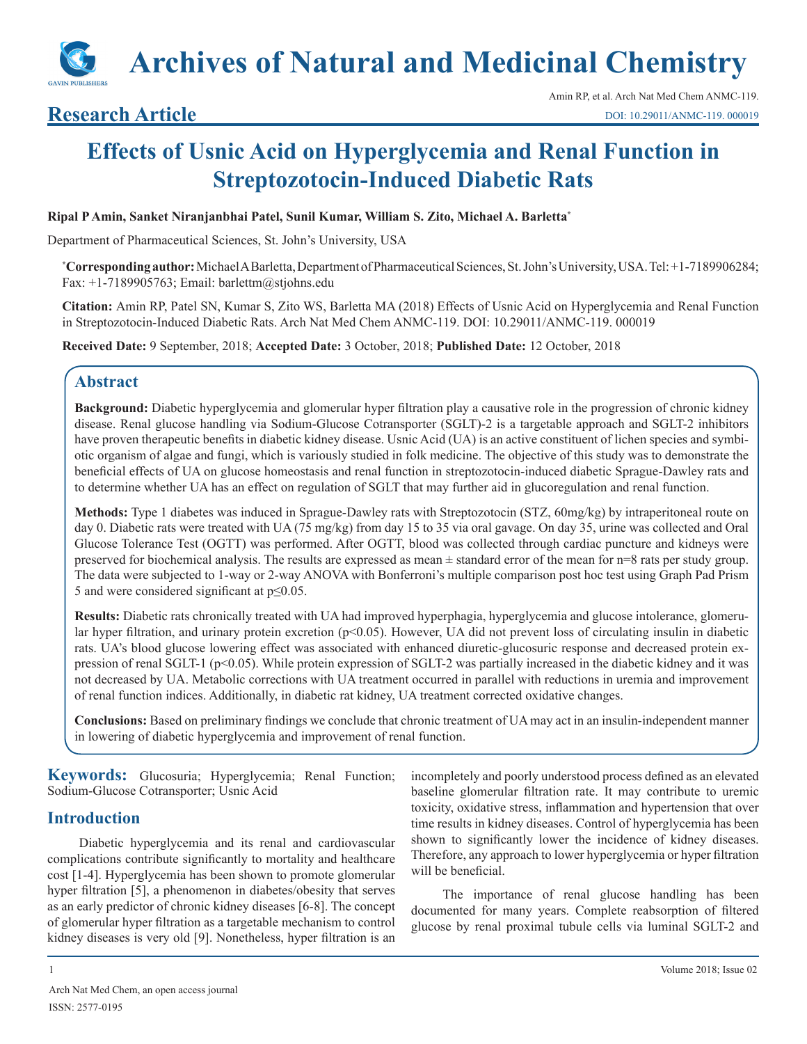# Effects of Usnic Acid on Hyperglycemia and Renal Function in Streptozotocin-Induced Diabetic Rats

**Ripal P Amin, Sanket Niranjanbhai Patel, Sunil Kumar, William S. Zito, Michael A. Barletta***

Department of Pharmaceutical Sciences, St. John's University, USA

***Corresponding author:** Michael A Barletta, Department of Pharmaceutical Sciences, St. John's University, USA. Tel: +1-7189906284; Fax: +1-7189905763; Email: barlettm@stjohns.edu

**Citation:** Amin RP, Patel SN, Kumar S, Zito WS, Barletta MA (2018) Effects of Usnic Acid on Hyperglycemia and Renal Function in Streptozotocin-Induced Diabetic Rats. Arch Nat Med Chem ANMC-119. DOI: 10.29011/ANMC-119. 000019

**Received Date:** 9 September, 2018; **Accepted Date:** 3 October, 2018; **Published Date:** 12 October, 2018

## Abstract

**Background:** Diabetic hyperglycemia and glomerular hyper filtration play a causative role in the progression of chronic kidney disease. Renal glucose handling via Sodium-Glucose Cotransporter (SGLT)-2 is a targetable approach and SGLT-2 inhibitors have proven therapeutic benefits in diabetic kidney disease. Usnic Acid (UA) is an active constituent of lichen species and symbiotic organism of algae and fungi, which is variously studied in folk medicine. The objective of this study was to demonstrate the beneficial effects of UA on glucose homeostasis and renal function in streptozotocin-induced diabetic Sprague-Dawley rats and to determine whether UA has an effect on regulation of SGLT that may further aid in glucoregulation and renal function.

**Methods:** Type 1 diabetes was induced in Sprague-Dawley rats with Streptozotocin (STZ, 60mg/kg) by intraperitoneal route on day 0. Diabetic rats were treated with UA (75 mg/kg) from day 15 to 35 via oral gavage. On day 35, urine was collected and Oral Glucose Tolerance Test (OGTT) was performed. After OGTT, blood was collected through cardiac puncture and kidneys were preserved for biochemical analysis. The results are expressed as mean ± standard error of the mean for n=8 rats per study group. The data were subjected to 1-way or 2-way ANOVA with Bonferroni's multiple comparison post hoc test using Graph Pad Prism 5 and were considered significant at $p \leq 0.05$.

**Results:** Diabetic rats chronically treated with UA had improved hyperphagia, hyperglycemia and glucose intolerance, glomerular hyper filtration, and urinary protein excretion ($p<0.05$). However, UA did not prevent loss of circulating insulin in diabetic rats. UA's blood glucose lowering effect was associated with enhanced diuretic-glucosuric response and decreased protein expression of renal SGLT-1 ($p<0.05$). While protein expression of SGLT-2 was partially increased in the diabetic kidney and it was not decreased by UA. Metabolic corrections with UA treatment occurred in parallel with reductions in uremia and improvement of renal function indices. Additionally, in diabetic rat kidney, UA treatment corrected oxidative changes.

**Conclusions:** Based on preliminary findings we conclude that chronic treatment of UA may act in an insulin-independent manner in lowering of diabetic hyperglycemia and improvement of renal function.

**Keywords:** Glucosuria; Hyperglycemia; Renal Function; Sodium-Glucose Cotransporter; Usnic Acid

## Introduction

Diabetic hyperglycemia and its renal and cardiovascular complications contribute significantly to mortality and healthcare cost [1-4]. Hyperglycemia has been shown to promote glomerular hyper filtration [5], a phenomenon in diabetes/obesity that serves as an early predictor of chronic kidney diseases [6-8]. The concept of glomerular hyper filtration as a targetable mechanism to control kidney diseases is very old [9]. Nonetheless, hyper filtration is an incompletely and poorly understood process defined as an elevated baseline glomerular filtration rate. It may contribute to uremic toxicity, oxidative stress, inflammation and hypertension that over time results in kidney diseases. Control of hyperglycemia has been shown to significantly lower the incidence of kidney diseases. Therefore, any approach to lower hyperglycemia or hyper filtration will be beneficial.

The importance of renal glucose handling has been documented for many years. Complete reabsorption of filtered glucose by renal proximal tubule cells via luminal SGLT-2 and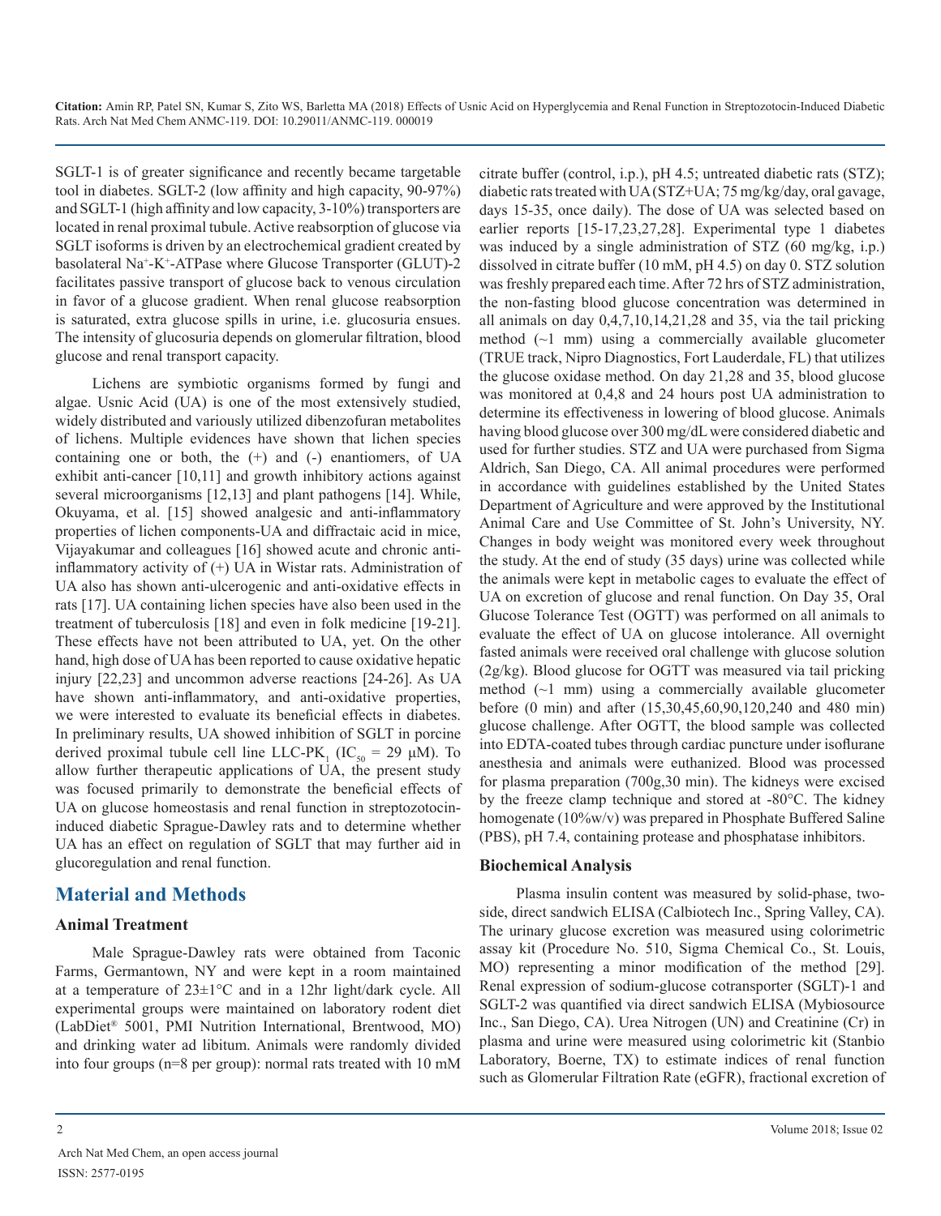SGLT-1 is of greater significance and recently became targetable tool in diabetes. SGLT-2 (low affinity and high capacity, 90-97%) and SGLT-1 (high affinity and low capacity, 3-10%) transporters are located in renal proximal tubule. Active reabsorption of glucose via SGLT isoforms is driven by an electrochemical gradient created by basolateral $Na^+$-$K^+$-ATPase where Glucose Transporter (GLUT)-2 facilitates passive transport of glucose back to venous circulation in favor of a glucose gradient. When renal glucose reabsorption is saturated, extra glucose spills in urine, i.e. glucosuria ensues. The intensity of glucosuria depends on glomerular filtration, blood glucose and renal transport capacity.

Lichens are symbiotic organisms formed by fungi and algae. Usnic Acid (UA) is one of the most extensively studied, widely distributed and variously utilized dibenzofuran metabolites of lichens. Multiple evidences have shown that lichen species containing one or both, the (+) and (-) enantiomers, of UA exhibit anti-cancer [10,11] and growth inhibitory actions against several microorganisms [12,13] and plant pathogens [14]. While, Okuyama, et al. [15] showed analgesic and anti-inflammatory properties of lichen components-UA and diffractaic acid in mice, Vijayakumar and colleagues [16] showed acute and chronic anti-inflammatory activity of (+) UA in Wistar rats. Administration of UA also has shown anti-ulcerogenic and anti-oxidative effects in rats [17]. UA containing lichen species have also been used in the treatment of tuberculosis [18] and even in folk medicine [19-21]. These effects have not been attributed to UA, yet. On the other hand, high dose of UA has been reported to cause oxidative hepatic injury [22,23] and uncommon adverse reactions [24-26]. As UA have shown anti-inflammatory, and anti-oxidative properties, we were interested to evaluate its beneficial effects in diabetes. In preliminary results, UA showed inhibition of SGLT in porcine derived proximal tubule cell line LLC-$PK_1$ ($IC_{50}$ = 29 μM). To allow further therapeutic applications of UA, the present study was focused primarily to demonstrate the beneficial effects of UA on glucose homeostasis and renal function in streptozotocin-induced diabetic Sprague-Dawley rats and to determine whether UA has an effect on regulation of SGLT that may further aid in glucoregulation and renal function.

## Material and Methods

### Animal Treatment

Male Sprague-Dawley rats were obtained from Taconic Farms, Germantown, NY and were kept in a room maintained at a temperature of 23±1°C and in a 12hr light/dark cycle. All experimental groups were maintained on laboratory rodent diet (LabDiet® 5001, PMI Nutrition International, Brentwood, MO) and drinking water ad libitum. Animals were randomly divided into four groups (n=8 per group): normal rats treated with 10 mM citrate buffer (control, i.p.), pH 4.5; untreated diabetic rats (STZ); diabetic rats treated with UA (STZ+UA; 75 mg/kg/day, oral gavage, days 15-35, once daily). The dose of UA was selected based on earlier reports [15-17,23,27,28]. Experimental type 1 diabetes was induced by a single administration of STZ (60 mg/kg, i.p.) dissolved in citrate buffer (10 mM, pH 4.5) on day 0. STZ solution was freshly prepared each time. After 72 hrs of STZ administration, the non-fasting blood glucose concentration was determined in all animals on day 0,4,7,10,14,21,28 and 35, via the tail pricking method (~1 mm) using a commercially available glucometer (TRUE track, Nipro Diagnostics, Fort Lauderdale, FL) that utilizes the glucose oxidase method. On day 21,28 and 35, blood glucose was monitored at 0,4,8 and 24 hours post UA administration to determine its effectiveness in lowering of blood glucose. Animals having blood glucose over 300 mg/dL were considered diabetic and used for further studies. STZ and UA were purchased from Sigma Aldrich, San Diego, CA. All animal procedures were performed in accordance with guidelines established by the United States Department of Agriculture and were approved by the Institutional Animal Care and Use Committee of St. John's University, NY. Changes in body weight was monitored every week throughout the study. At the end of study (35 days) urine was collected while the animals were kept in metabolic cages to evaluate the effect of UA on excretion of glucose and renal function. On Day 35, Oral Glucose Tolerance Test (OGTT) was performed on all animals to evaluate the effect of UA on glucose intolerance. All overnight fasted animals were received oral challenge with glucose solution (2g/kg). Blood glucose for OGTT was measured via tail pricking method (~1 mm) using a commercially available glucometer before (0 min) and after (15,30,45,60,90,120,240 and 480 min) glucose challenge. After OGTT, the blood sample was collected into EDTA-coated tubes through cardiac puncture under isoflurane anesthesia and animals were euthanized. Blood was processed for plasma preparation (700g,30 min). The kidneys were excised by the freeze clamp technique and stored at -80°C. The kidney homogenate (10%w/v) was prepared in Phosphate Buffered Saline (PBS), pH 7.4, containing protease and phosphatase inhibitors.

### Biochemical Analysis

Plasma insulin content was measured by solid-phase, two-side, direct sandwich ELISA (Calbiotech Inc., Spring Valley, CA). The urinary glucose excretion was measured using colorimetric assay kit (Procedure No. 510, Sigma Chemical Co., St. Louis, MO) representing a minor modification of the method [29]. Renal expression of sodium-glucose cotransporter (SGLT)-1 and SGLT-2 was quantified via direct sandwich ELISA (Mybiosource Inc., San Diego, CA). Urea Nitrogen (UN) and Creatinine (Cr) in plasma and urine were measured using colorimetric kit (Stanbio Laboratory, Boerne, TX) to estimate indices of renal function such as Glomerular Filtration Rate (eGFR), fractional excretion of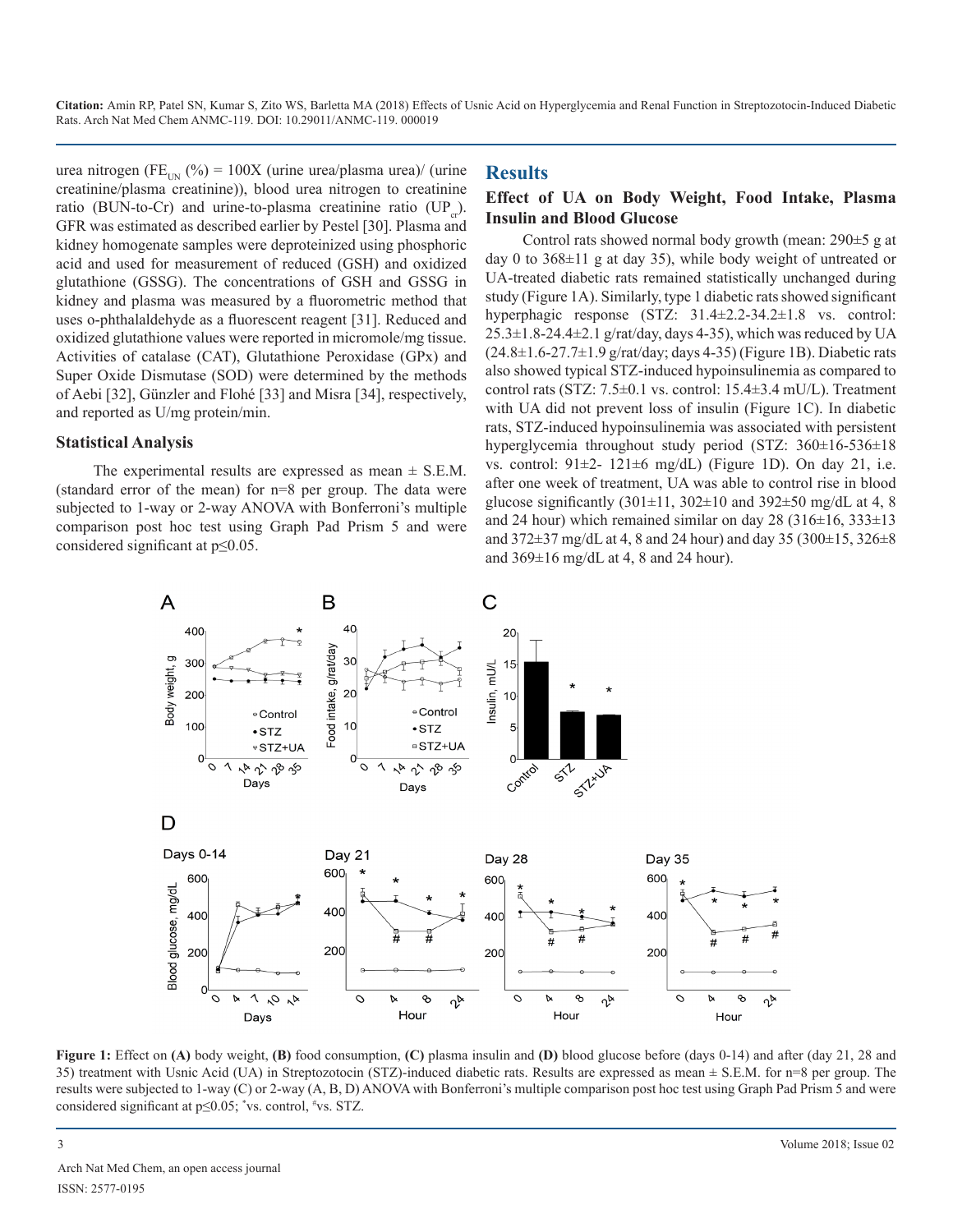urea nitrogen ($FE_{UN}$ (%) = 100X (urine urea/plasma urea)/ (urine creatinine/plasma creatinine)), blood urea nitrogen to creatinine ratio (BUN-to-Cr) and urine-to-plasma creatinine ratio ($UP_{cr}$). GFR was estimated as described earlier by Pestel [30]. Plasma and kidney homogenate samples were deproteinized using phosphoric acid and used for measurement of reduced (GSH) and oxidized glutathione (GSSG). The concentrations of GSH and GSSG in kidney and plasma was measured by a fluorometric method that uses o-phthalaldehyde as a fluorescent reagent [31]. Reduced and oxidized glutathione values were reported in micromole/mg tissue. Activities of catalase (CAT), Glutathione Peroxidase (GPx) and Super Oxide Dismutase (SOD) were determined by the methods of Aebi [32], Günzler and Flohé [33] and Misra [34], respectively, and reported as U/mg protein/min.

### Statistical Analysis

The experimental results are expressed as mean ± S.E.M. (standard error of the mean) for n=8 per group. The data were subjected to 1-way or 2-way ANOVA with Bonferroni's multiple comparison post hoc test using Graph Pad Prism 5 and were considered significant at $p \leq 0.05$.

## Results

### Effect of UA on Body Weight, Food Intake, Plasma Insulin and Blood Glucose

Control rats showed normal body growth (mean: 290±5 g at day 0 to 368±11 g at day 35), while body weight of untreated or UA-treated diabetic rats remained statistically unchanged during study (Figure 1A). Similarly, type 1 diabetic rats showed significant hyperphagic response (STZ: 31.4±2.2-34.2±1.8 vs. control: 25.3±1.8-24.4±2.1 g/rat/day, days 4-35), which was reduced by UA (24.8±1.6-27.7±1.9 g/rat/day; days 4-35) (Figure 1B). Diabetic rats also showed typical STZ-induced hypoinsulinemia as compared to control rats (STZ: 7.5±0.1 vs. control: 15.4±3.4 mU/L). Treatment with UA did not prevent loss of insulin (Figure 1C). In diabetic rats, STZ-induced hypoinsulinemia was associated with persistent hyperglycemia throughout study period (STZ: 360±16-536±18 vs. control: 91±2- 121±6 mg/dL) (Figure 1D). On day 21, i.e. after one week of treatment, UA was able to control rise in blood glucose significantly (301±11, 302±10 and 392±50 mg/dL at 4, 8 and 24 hour) which remained similar on day 28 (316±16, 333±13 and 372±37 mg/dL at 4, 8 and 24 hour) and day 35 (300±15, 326±8 and 369±16 mg/dL at 4, 8 and 24 hour).

**Figure 1:** Effect on **(A)** body weight, **(B)** food consumption, **(C)** plasma insulin and **(D)** blood glucose before (days 0-14) and after (day 21, 28 and 35) treatment with Usnic Acid (UA) in Streptozotocin (STZ)-induced diabetic rats. Results are expressed as mean ± S.E.M. for n=8 per group. The results were subjected to 1-way (C) or 2-way (A, B, D) ANOVA with Bonferroni's multiple comparison post hoc test using Graph Pad Prism 5 and were considered significant at $p \leq 0.05$; *vs. control, #vs. STZ.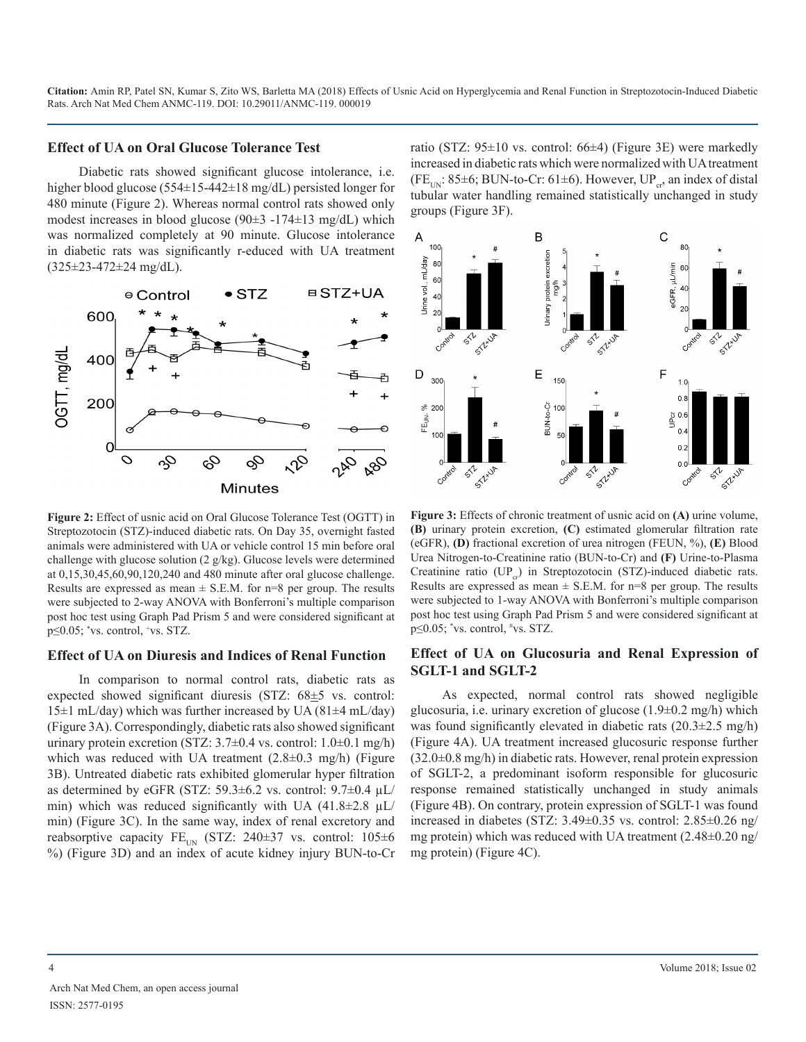## Effect of UA on Oral Glucose Tolerance Test

Diabetic rats showed significant glucose intolerance, i.e. higher blood glucose (554±15-442±18 mg/dL) persisted longer for 480 minute (Figure 2). Whereas normal control rats showed only modest increases in blood glucose (90±3 -174±13 mg/dL) which was normalized completely at 90 minute. Glucose intolerance in diabetic rats was significantly r-educed with UA treatment (325±23-472±24 mg/dL).

**Figure 2:** Effect of usnic acid on Oral Glucose Tolerance Test (OGTT) in Streptozotocin (STZ)-induced diabetic rats. On Day 35, overnight fasted animals were administered with UA or vehicle control 15 min before oral challenge with glucose solution (2 g/kg). Glucose levels were determined at 0,15,30,45,60,90,120,240 and 480 minute after oral glucose challenge. Results are expressed as mean ± S.E.M. for n=8 per group. The results were subjected to 2-way ANOVA with Bonferroni's multiple comparison post hoc test using Graph Pad Prism 5 and were considered significant at p≤0.05; *vs. control, +vs. STZ.

## Effect of UA on Diuresis and Indices of Renal Function

In comparison to normal control rats, diabetic rats as expected showed significant diuresis (STZ: 68±5 vs. control: 15±1 mL/day) which was further increased by UA (81±4 mL/day) (Figure 3A). Correspondingly, diabetic rats also showed significant urinary protein excretion (STZ: 3.7±0.4 vs. control: 1.0±0.1 mg/h) which was reduced with UA treatment (2.8±0.3 mg/h) (Figure 3B). Untreated diabetic rats exhibited glomerular hyper filtration as determined by eGFR (STZ: 59.3±6.2 vs. control: 9.7±0.4 µL/min) which was reduced significantly with UA (41.8±2.8 µL/min) (Figure 3C). In the same way, index of renal excretory and reabsorptive capacity $FE_{UN}$ (STZ: 240±37 vs. control: 105±6 %) (Figure 3D) and an index of acute kidney injury BUN-to-Cr ratio (STZ: 95±10 vs. control: 66±4) (Figure 3E) were markedly increased in diabetic rats which were normalized with UA treatment ($FE_{UN}$: 85±6; BUN-to-Cr: 61±6). However, $UP_{cr}$, an index of distal tubular water handling remained statistically unchanged in study groups (Figure 3F).

**Figure 3:** Effects of chronic treatment of usnic acid on **(A)** urine volume, **(B)** urinary protein excretion, **(C)** estimated glomerular filtration rate (eGFR), **(D)** fractional excretion of urea nitrogen (FEUN, %), **(E)** Blood Urea Nitrogen-to-Creatinine ratio (BUN-to-Cr) and **(F)** Urine-to-Plasma Creatinine ratio ($UP_{cr}$) in Streptozotocin (STZ)-induced diabetic rats. Results are expressed as mean ± S.E.M. for n=8 per group. The results were subjected to 1-way ANOVA with Bonferroni's multiple comparison post hoc test using Graph Pad Prism 5 and were considered significant at p≤0.05; *vs. control, #vs. STZ.

## Effect of UA on Glucosuria and Renal Expression of SGLT-1 and SGLT-2

As expected, normal control rats showed negligible glucosuria, i.e. urinary excretion of glucose (1.9±0.2 mg/h) which was found significantly elevated in diabetic rats (20.3±2.5 mg/h) (Figure 4A). UA treatment increased glucosuric response further (32.0±0.8 mg/h) in diabetic rats. However, renal protein expression of SGLT-2, a predominant isoform responsible for glucosuric response remained statistically unchanged in study animals (Figure 4B). On contrary, protein expression of SGLT-1 was found increased in diabetes (STZ: 3.49±0.35 vs. control: 2.85±0.26 ng/mg protein) which was reduced with UA treatment (2.48±0.20 ng/mg protein) (Figure 4C).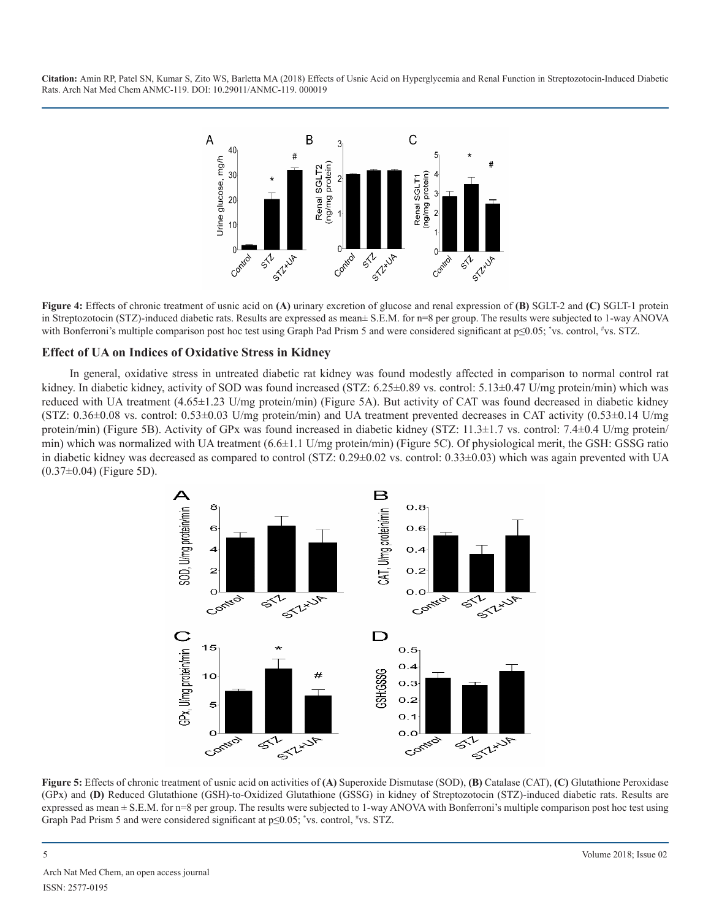**Figure 4:** Effects of chronic treatment of usnic acid on **(A)** urinary excretion of glucose and renal expression of **(B)** SGLT-2 and **(C)** SGLT-1 protein in Streptozotocin (STZ)-induced diabetic rats. Results are expressed as mean± S.E.M. for n=8 per group. The results were subjected to 1-way ANOVA with Bonferroni's multiple comparison post hoc test using Graph Pad Prism 5 and were considered significant at $p \leq 0.05$; [*]vs. control, [#]vs. STZ.

### Effect of UA on Indices of Oxidative Stress in Kidney

In general, oxidative stress in untreated diabetic rat kidney was found modestly affected in comparison to normal control rat kidney. In diabetic kidney, activity of SOD was found increased (STZ: 6.25±0.89 vs. control: 5.13±0.47 U/mg protein/min) which was reduced with UA treatment (4.65±1.23 U/mg protein/min) (Figure 5A). But activity of CAT was found decreased in diabetic kidney (STZ: 0.36±0.08 vs. control: 0.53±0.03 U/mg protein/min) and UA treatment prevented decreases in CAT activity (0.53±0.14 U/mg protein/min) (Figure 5B). Activity of GPx was found increased in diabetic kidney (STZ: 11.3±1.7 vs. control: 7.4±0.4 U/mg protein/min) which was normalized with UA treatment (6.6±1.1 U/mg protein/min) (Figure 5C). Of physiological merit, the GSH: GSSG ratio in diabetic kidney was decreased as compared to control (STZ: 0.29±0.02 vs. control: 0.33±0.03) which was again prevented with UA (0.37±0.04) (Figure 5D).

**Figure 5:** Effects of chronic treatment of usnic acid on activities of **(A)** Superoxide Dismutase (SOD), **(B)** Catalase (CAT), **(C)** Glutathione Peroxidase (GPx) and **(D)** Reduced Glutathione (GSH)-to-Oxidized Glutathione (GSSG) in kidney of Streptozotocin (STZ)-induced diabetic rats. Results are expressed as mean ± S.E.M. for n=8 per group. The results were subjected to 1-way ANOVA with Bonferroni's multiple comparison post hoc test using Graph Pad Prism 5 and were considered significant at $p \leq 0.05$; [*]vs. control, [#]vs. STZ.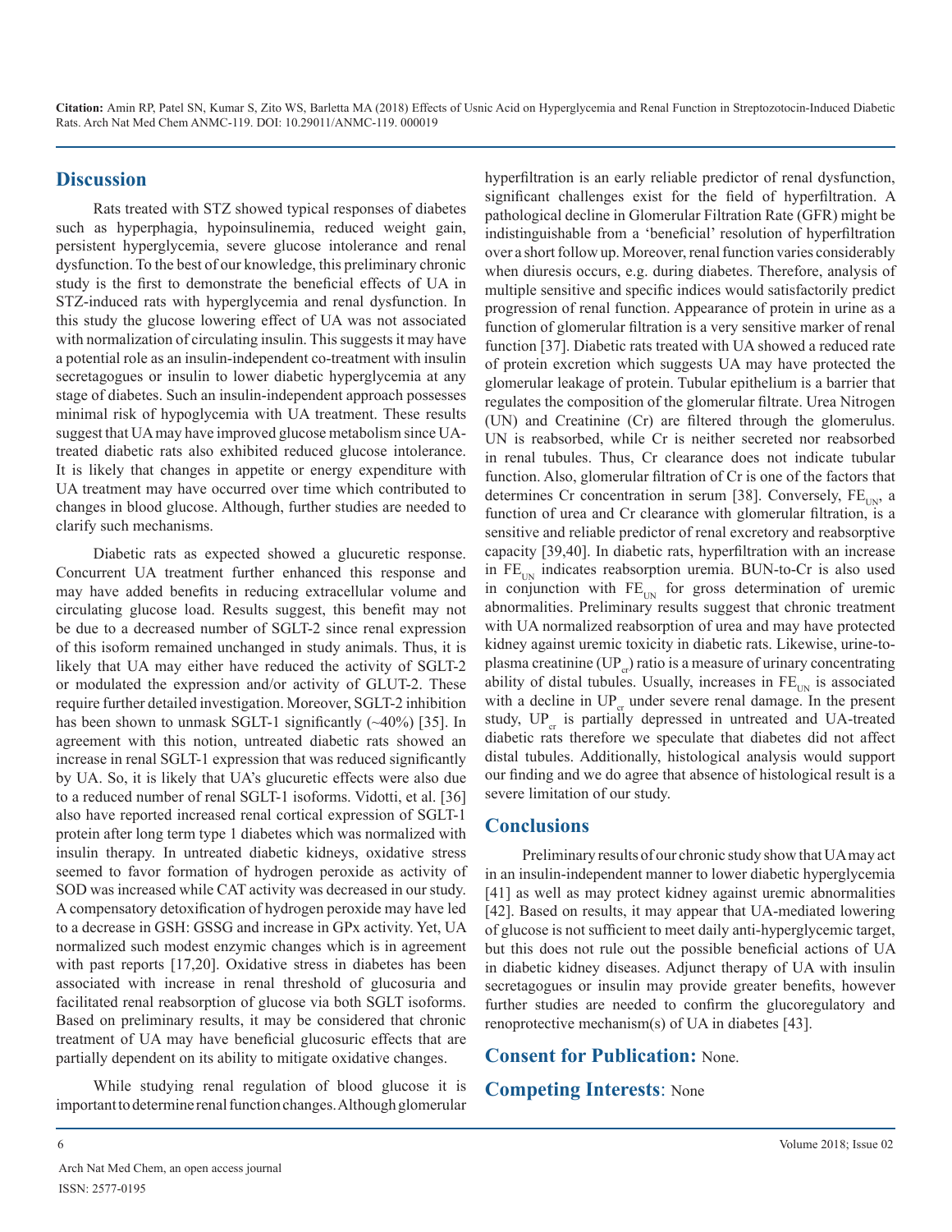## Discussion

Rats treated with STZ showed typical responses of diabetes such as hyperphagia, hypoinsulinemia, reduced weight gain, persistent hyperglycemia, severe glucose intolerance and renal dysfunction. To the best of our knowledge, this preliminary chronic study is the first to demonstrate the beneficial effects of UA in STZ-induced rats with hyperglycemia and renal dysfunction. In this study the glucose lowering effect of UA was not associated with normalization of circulating insulin. This suggests it may have a potential role as an insulin-independent co-treatment with insulin secretagogues or insulin to lower diabetic hyperglycemia at any stage of diabetes. Such an insulin-independent approach possesses minimal risk of hypoglycemia with UA treatment. These results suggest that UA may have improved glucose metabolism since UA-treated diabetic rats also exhibited reduced glucose intolerance. It is likely that changes in appetite or energy expenditure with UA treatment may have occurred over time which contributed to changes in blood glucose. Although, further studies are needed to clarify such mechanisms.

Diabetic rats as expected showed a glucuretic response. Concurrent UA treatment further enhanced this response and may have added benefits in reducing extracellular volume and circulating glucose load. Results suggest, this benefit may not be due to a decreased number of SGLT-2 since renal expression of this isoform remained unchanged in study animals. Thus, it is likely that UA may either have reduced the activity of SGLT-2 or modulated the expression and/or activity of GLUT-2. These require further detailed investigation. Moreover, SGLT-2 inhibition has been shown to unmask SGLT-1 significantly (~40%) [35]. In agreement with this notion, untreated diabetic rats showed an increase in renal SGLT-1 expression that was reduced significantly by UA. So, it is likely that UA's glucuretic effects were also due to a reduced number of renal SGLT-1 isoforms. Vidotti, et al. [36] also have reported increased renal cortical expression of SGLT-1 protein after long term type 1 diabetes which was normalized with insulin therapy. In untreated diabetic kidneys, oxidative stress seemed to favor formation of hydrogen peroxide as activity of SOD was increased while CAT activity was decreased in our study. A compensatory detoxification of hydrogen peroxide may have led to a decrease in GSH: GSSG and increase in GPx activity. Yet, UA normalized such modest enzymic changes which is in agreement with past reports [17,20]. Oxidative stress in diabetes has been associated with increase in renal threshold of glucosuria and facilitated renal reabsorption of glucose via both SGLT isoforms. Based on preliminary results, it may be considered that chronic treatment of UA may have beneficial glucosuric effects that are partially dependent on its ability to mitigate oxidative changes.

While studying renal regulation of blood glucose it is important to determine renal function changes. Although glomerular hyperfiltration is an early reliable predictor of renal dysfunction, significant challenges exist for the field of hyperfiltration. A pathological decline in Glomerular Filtration Rate (GFR) might be indistinguishable from a 'beneficial' resolution of hyperfiltration over a short follow up. Moreover, renal function varies considerably when diuresis occurs, e.g. during diabetes. Therefore, analysis of multiple sensitive and specific indices would satisfactorily predict progression of renal function. Appearance of protein in urine as a function of glomerular filtration is a very sensitive marker of renal function [37]. Diabetic rats treated with UA showed a reduced rate of protein excretion which suggests UA may have protected the glomerular leakage of protein. Tubular epithelium is a barrier that regulates the composition of the glomerular filtrate. Urea Nitrogen (UN) and Creatinine (Cr) are filtered through the glomerulus. UN is reabsorbed, while Cr is neither secreted nor reabsorbed in renal tubules. Thus, Cr clearance does not indicate tubular function. Also, glomerular filtration of Cr is one of the factors that determines Cr concentration in serum [38]. Conversely, $FE_{UN}$, a function of urea and Cr clearance with glomerular filtration, is a sensitive and reliable predictor of renal excretory and reabsorptive capacity [39,40]. In diabetic rats, hyperfiltration with an increase in $FE_{UN}$ indicates reabsorption uremia. BUN-to-Cr is also used in conjunction with $FE_{UN}$ for gross determination of uremic abnormalities. Preliminary results suggest that chronic treatment with UA normalized reabsorption of urea and may have protected kidney against uremic toxicity in diabetic rats. Likewise, urine-to-plasma creatinine ($UP_{cr}$) ratio is a measure of urinary concentrating ability of distal tubules. Usually, increases in $FE_{UN}$ is associated with a decline in $UP_{cr}$ under severe renal damage. In the present study, $UP_{cr}$ is partially depressed in untreated and UA-treated diabetic rats therefore we speculate that diabetes did not affect distal tubules. Additionally, histological analysis would support our finding and we do agree that absence of histological result is a severe limitation of our study.

## Conclusions

Preliminary results of our chronic study show that UA may act in an insulin-independent manner to lower diabetic hyperglycemia [41] as well as may protect kidney against uremic abnormalities [42]. Based on results, it may appear that UA-mediated lowering of glucose is not sufficient to meet daily anti-hyperglycemic target, but this does not rule out the possible beneficial actions of UA in diabetic kidney diseases. Adjunct therapy of UA with insulin secretagogues or insulin may provide greater benefits, however further studies are needed to confirm the glucoregulatory and renoprotective mechanism(s) of UA in diabetes [43].

## Consent for Publication: None.

## Competing Interests: None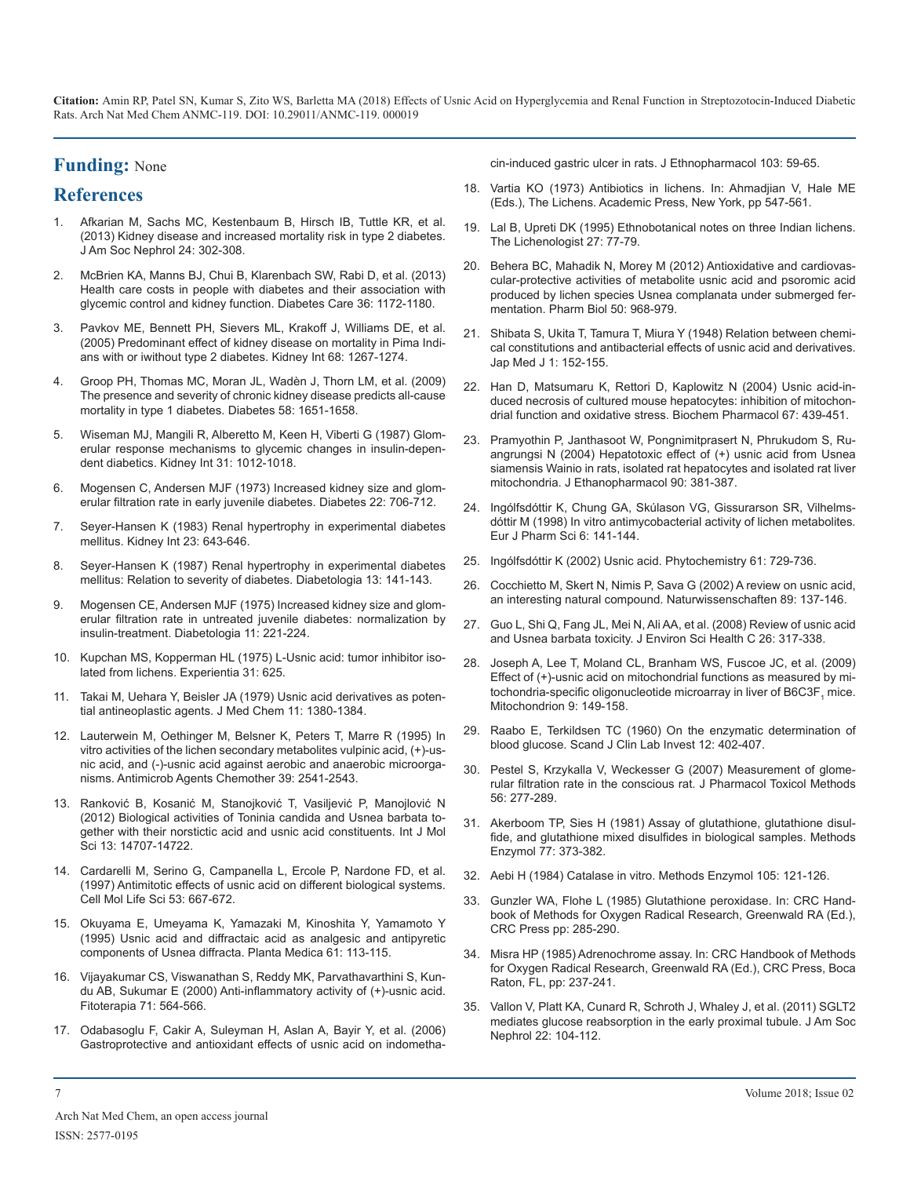## Funding: None

## References

1. Afkarian M, Sachs MC, Kestenbaum B, Hirsch IB, Tuttle KR, et al. (2013) Kidney disease and increased mortality risk in type 2 diabetes. J Am Soc Nephrol 24: 302-308.
2. McBrien KA, Manns BJ, Chui B, Klarenbach SW, Rabi D, et al. (2013) Health care costs in people with diabetes and their association with glycemic control and kidney function. Diabetes Care 36: 1172-1180.
3. Pavkov ME, Bennett PH, Sievers ML, Krakoff J, Williams DE, et al. (2005) Predominant effect of kidney disease on mortality in Pima Indians with or iwithout type 2 diabetes. Kidney Int 68: 1267-1274.
4. Groop PH, Thomas MC, Moran JL, Wadèn J, Thorn LM, et al. (2009) The presence and severity of chronic kidney disease predicts all-cause mortality in type 1 diabetes. Diabetes 58: 1651-1658.
5. Wiseman MJ, Mangili R, Alberetto M, Keen H, Viberti G (1987) Glomerular response mechanisms to glycemic changes in insulin-dependent diabetics. Kidney Int 31: 1012-1018.
6. Mogensen C, Andersen MJF (1973) Increased kidney size and glomerular filtration rate in early juvenile diabetes. Diabetes 22: 706-712.
7. Seyer-Hansen K (1983) Renal hypertrophy in experimental diabetes mellitus. Kidney Int 23: 643-646.
8. Seyer-Hansen K (1987) Renal hypertrophy in experimental diabetes mellitus: Relation to severity of diabetes. Diabetologia 13: 141-143.
9. Mogensen CE, Andersen MJF (1975) Increased kidney size and glomerular filtration rate in untreated juvenile diabetes: normalization by insulin-treatment. Diabetologia 11: 221-224.
10. Kupchan MS, Kopperman HL (1975) L-Usnic acid: tumor inhibitor isolated from lichens. Experientia 31: 625.
11. Takai M, Uehara Y, Beisler JA (1979) Usnic acid derivatives as potential antineoplastic agents. J Med Chem 11: 1380-1384.
12. Lauterwein M, Oethinger M, Belsner K, Peters T, Marre R (1995) In vitro activities of the lichen secondary metabolites vulpinic acid, (+)-usnic acid, and (-)-usnic acid against aerobic and anaerobic microorganisms. Antimicrob Agents Chemother 39: 2541-2543.
13. Ranković B, Kosanić M, Stanojković T, Vasiljević P, Manojlović N (2012) Biological activities of Toninia candida and Usnea barbata together with their norstictic acid and usnic acid constituents. Int J Mol Sci 13: 14707-14722.
14. Cardarelli M, Serino G, Campanella L, Ercole P, Nardone FD, et al. (1997) Antimitotic effects of usnic acid on different biological systems. Cell Mol Life Sci 53: 667-672.
15. Okuyama E, Umeyama K, Yamazaki M, Kinoshita Y, Yamamoto Y (1995) Usnic acid and diffractaic acid as analgesic and antipyretic components of Usnea diffracta. Planta Medica 61: 113-115.
16. Vijayakumar CS, Viswanathan S, Reddy MK, Parvathavarthini S, Kundu AB, Sukumar E (2000) Anti-inflammatory activity of (+)-usnic acid. Fitoterapia 71: 564-566.
17. Odabasoglu F, Cakir A, Suleyman H, Aslan A, Bayir Y, et al. (2006) Gastroprotective and antioxidant effects of usnic acid on indomethacin-induced gastric ulcer in rats. J Ethnopharmacol 103: 59-65.
18. Vartia KO (1973) Antibiotics in lichens. In: Ahmadjian V, Hale ME (Eds.), The Lichens. Academic Press, New York, pp 547-561.
19. Lal B, Upreti DK (1995) Ethnobotanical notes on three Indian lichens. The Lichenologist 27: 77-79.
20. Behera BC, Mahadik N, Morey M (2012) Antioxidative and cardiovascular-protective activities of metabolite usnic acid and psoromic acid produced by lichen species Usnea complanata under submerged fermentation. Pharm Biol 50: 968-979.
21. Shibata S, Ukita T, Tamura T, Miura Y (1948) Relation between chemical constitutions and antibacterial effects of usnic acid and derivatives. Jap Med J 1: 152-155.
22. Han D, Matsumaru K, Rettori D, Kaplowitz N (2004) Usnic acid-induced necrosis of cultured mouse hepatocytes: inhibition of mitochondrial function and oxidative stress. Biochem Pharmacol 67: 439-451.
23. Pramyothin P, Janthasoot W, Pongnimitprasert N, Phrukudom S, Ruangrungsi N (2004) Hepatotoxic effect of (+) usnic acid from Usnea siamensis Wainio in rats, isolated rat hepatocytes and isolated rat liver mitochondria. J Ethanopharmacol 90: 381-387.
24. Ingólfsdóttir K, Chung GA, Skúlason VG, Gissurarson SR, Vilhelmsdóttir M (1998) In vitro antimycobacterial activity of lichen metabolites. Eur J Pharm Sci 6: 141-144.
25. Ingólfsdóttir K (2002) Usnic acid. Phytochemistry 61: 729-736.
26. Cocchietto M, Skert N, Nimis P, Sava G (2002) A review on usnic acid, an interesting natural compound. Naturwissenschaften 89: 137-146.
27. Guo L, Shi Q, Fang JL, Mei N, Ali AA, et al. (2008) Review of usnic acid and Usnea barbata toxicity. J Environ Sci Health C 26: 317-338.
28. Joseph A, Lee T, Moland CL, Branham WS, Fuscoe JC, et al. (2009) Effect of (+)-usnic acid on mitochondrial functions as measured by mitochondria-specific oligonucleotide microarray in liver of B6C3F$_1$ mice. Mitochondrion 9: 149-158.
29. Raabo E, Terkildsen TC (1960) On the enzymatic determination of blood glucose. Scand J Clin Lab Invest 12: 402-407.
30. Pestel S, Krzykalla V, Weckesser G (2007) Measurement of glomerular filtration rate in the conscious rat. J Pharmacol Toxicol Methods 56: 277-289.
31. Akerboom TP, Sies H (1981) Assay of glutathione, glutathione disulfide, and glutathione mixed disulfides in biological samples. Methods Enzymol 77: 373-382.
32. Aebi H (1984) Catalase in vitro. Methods Enzymol 105: 121-126.
33. Gunzler WA, Flohe L (1985) Glutathione peroxidase. In: CRC Handbook of Methods for Oxygen Radical Research, Greenwald RA (Ed.), CRC Press pp: 285-290.
34. Misra HP (1985) Adrenochrome assay. In: CRC Handbook of Methods for Oxygen Radical Research, Greenwald RA (Ed.), CRC Press, Boca Raton, FL, pp: 237-241.
35. Vallon V, Platt KA, Cunard R, Schroth J, Whaley J, et al. (2011) SGLT2 mediates glucose reabsorption in the early proximal tubule. J Am Soc Nephrol 22: 104-112.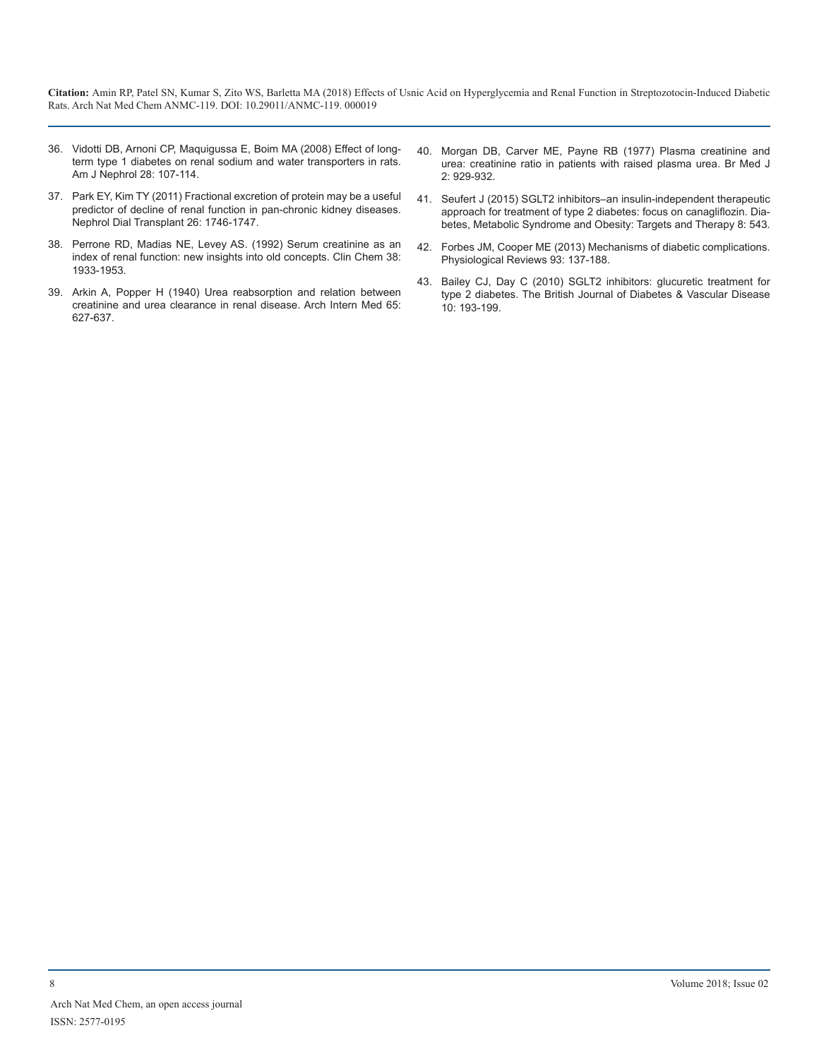36. Vidotti DB, Arnoni CP, Maquigussa E, Boim MA (2008) Effect of long-term type 1 diabetes on renal sodium and water transporters in rats. Am J Nephrol 28: 107-114.

37. Park EY, Kim TY (2011) Fractional excretion of protein may be a useful predictor of decline of renal function in pan-chronic kidney diseases. Nephrol Dial Transplant 26: 1746-1747.

38. Perrone RD, Madias NE, Levey AS. (1992) Serum creatinine as an index of renal function: new insights into old concepts. Clin Chem 38: 1933-1953.

39. Arkin A, Popper H (1940) Urea reabsorption and relation between creatinine and urea clearance in renal disease. Arch Intern Med 65: 627-637.

40. Morgan DB, Carver ME, Payne RB (1977) Plasma creatinine and urea: creatinine ratio in patients with raised plasma urea. Br Med J 2: 929-932.

41. Seufert J (2015) SGLT2 inhibitors–an insulin-independent therapeutic approach for treatment of type 2 diabetes: focus on canagliflozin. Diabetes, Metabolic Syndrome and Obesity: Targets and Therapy 8: 543.

42. Forbes JM, Cooper ME (2013) Mechanisms of diabetic complications. Physiological Reviews 93: 137-188.

43. Bailey CJ, Day C (2010) SGLT2 inhibitors: glucuretic treatment for type 2 diabetes. The British Journal of Diabetes & Vascular Disease 10: 193-199.